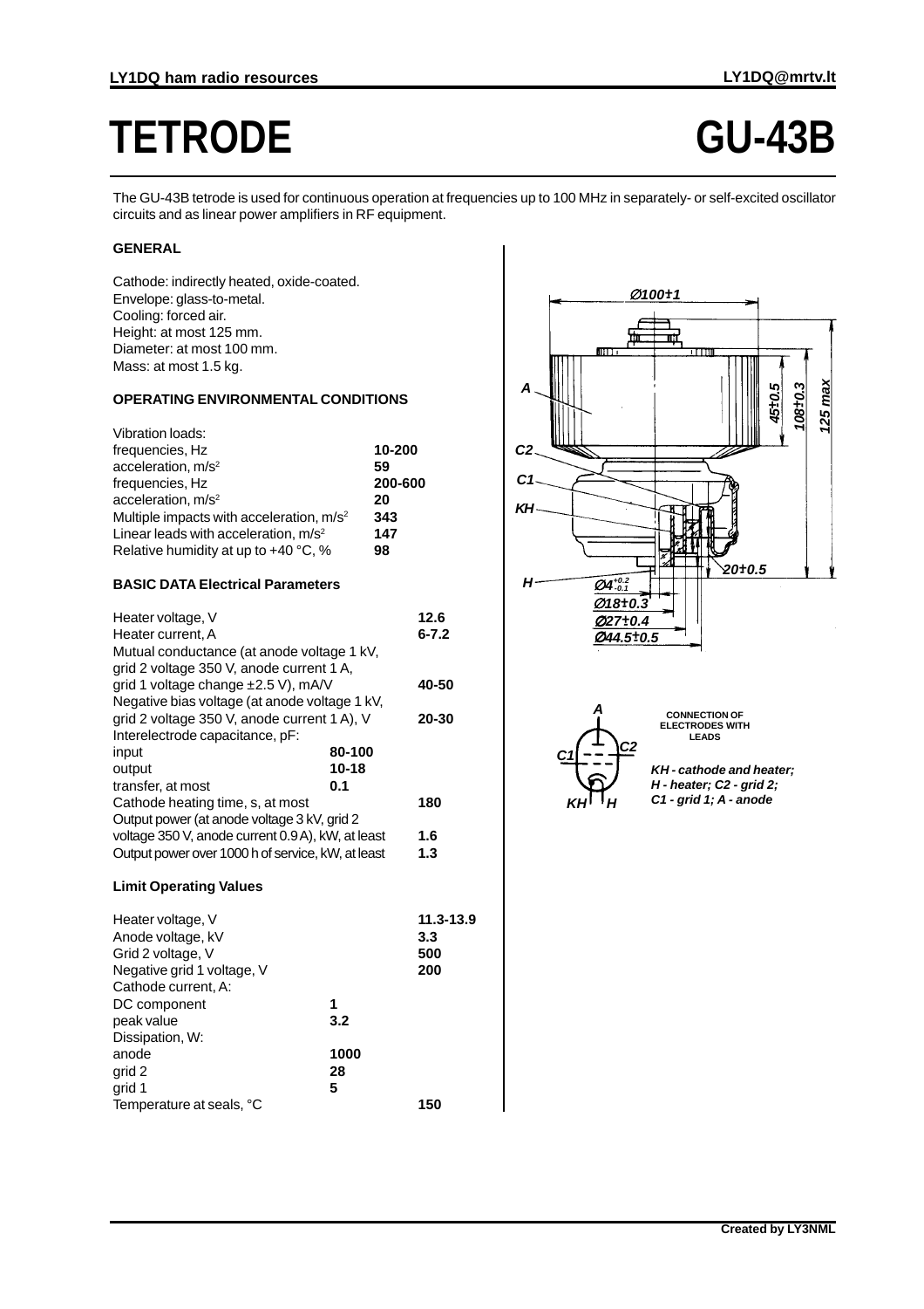# TETRODE GU-43B

The GU-43B tetrode is used for continuous operation at frequencies up to 100 MHz in separately- or self-excited oscillator circuits and as linear power amplifiers in RF equipment.

### GENERAL

Cathode: indirectly heated, oxide-coated.
Envelope: glass-to-metal.
Cooling: forced air.
Height: at most 125 mm.
Diameter: at most 100 mm.
Mass: at most 1.5 kg.

### OPERATING ENVIRONMENTAL CONDITIONS

| | |
|---|---|
| Vibration loads: | |
| frequencies, Hz | **10-200** |
| acceleration, $m/s^2$ | **59** |
| frequencies, Hz | **200-600** |
| acceleration, $m/s^2$ | **20** |
| Multiple impacts with acceleration, $m/s^2$ | **343** |
| Linear leads with acceleration, $m/s^2$ | **147** |
| Relative humidity at up to +40 °C, % | **98** |

### BASIC DATA Electrical Parameters

| | | |
|---|---|---|
| Heater voltage, V | | **12.6** |
| Heater current, A | | **6-7.2** |
| Mutual conductance (at anode voltage 1 kV, grid 2 voltage 350 V, anode current 1 A, grid 1 voltage change ±2.5 V), mA/V | | **40-50** |
| Negative bias voltage (at anode voltage 1 kV, grid 2 voltage 350 V, anode current 1 A), V | | **20-30** |
| Interelectrode capacitance, pF: | | |
| input | **80-100** | |
| output | **10-18** | |
| transfer, at most | **0.1** | |
| Cathode heating time, s, at most | | **180** |
| Output power (at anode voltage 3 kV, grid 2 voltage 350 V, anode current 0.9 A), kW, at least | | **1.6** |
| Output power over 1000 h of service, kW, at least | | **1.3** |

### Limit Operating Values

| | | |
|---|---|---|
| Heater voltage, V | | **11.3-13.9** |
| Anode voltage, kV | | **3.3** |
| Grid 2 voltage, V | | **500** |
| Negative grid 1 voltage, V | | **200** |
| Cathode current, A: | | |
| DC component | **1** | |
| peak value | **3.2** | |
| Dissipation, W: | | |
| anode | **1000** | |
| grid 2 | **28** | |
| grid 1 | **5** | |
| Temperature at seals, °C | | **150** |

Ø100±1; 45±0.5; 108±0.3; 125 max; 20±0.5; Ø4$^{+0.2}_{-0.1}$; Ø18±0.3; Ø27±0.4; Ø44.5±0.5

A, C2, C1, KH, H

**CONNECTION OF ELECTRODES WITH LEADS**

*KH - cathode and heater; H - heater; C2 - grid 2; C1 - grid 1; A - anode*

**Created by LY3NML**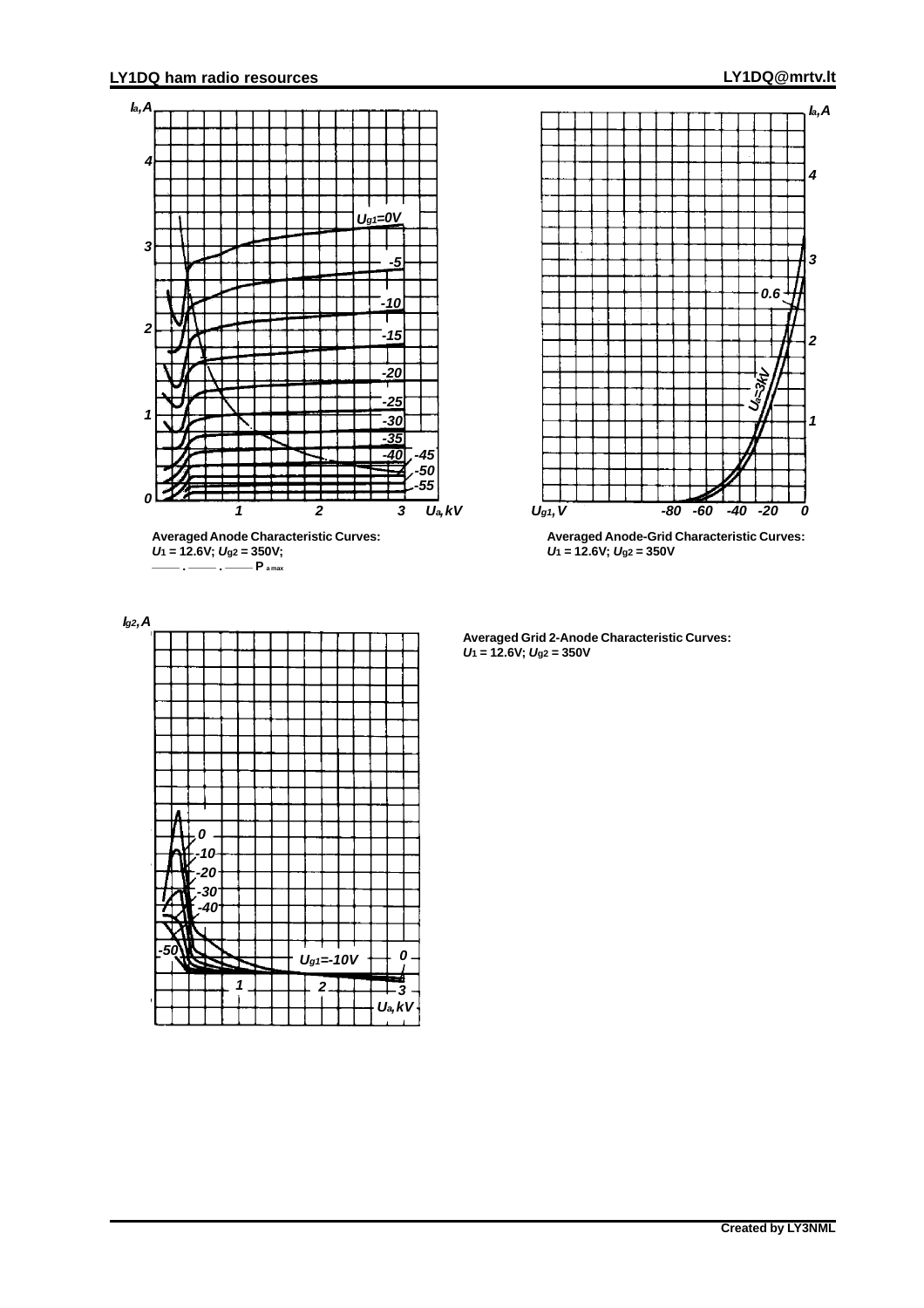$I_a$, A

4

3

2

1

0

$U_{g1}$=0V

-5

-10

-15

-20

-25

-30

-35

-40

-45

-50

-55

1 2 3 $U_a$, kV

Averaged Anode Characteristic Curves:
$U_1$ = 12.6V; $U_{g2}$ = 350V;
—— . —— . —— $P_{a\,max}$

$I_a$, A

4

3

0.6

$U_a$=3kV

2

1

$U_{g1}$, V -80 -60 -40 -20 0

Averaged Anode-Grid Characteristic Curves:
$U_1$ = 12.6V; $U_{g2}$ = 350V

$I_{g2}$, A

0

-10

-20

-30

-40

-50

$U_{g1}$=-10V

0

1 2 3

$U_a$, kV

Averaged Grid 2-Anode Characteristic Curves:
$U_1$ = 12.6V; $U_{g2}$ = 350V

Created by LY3NML